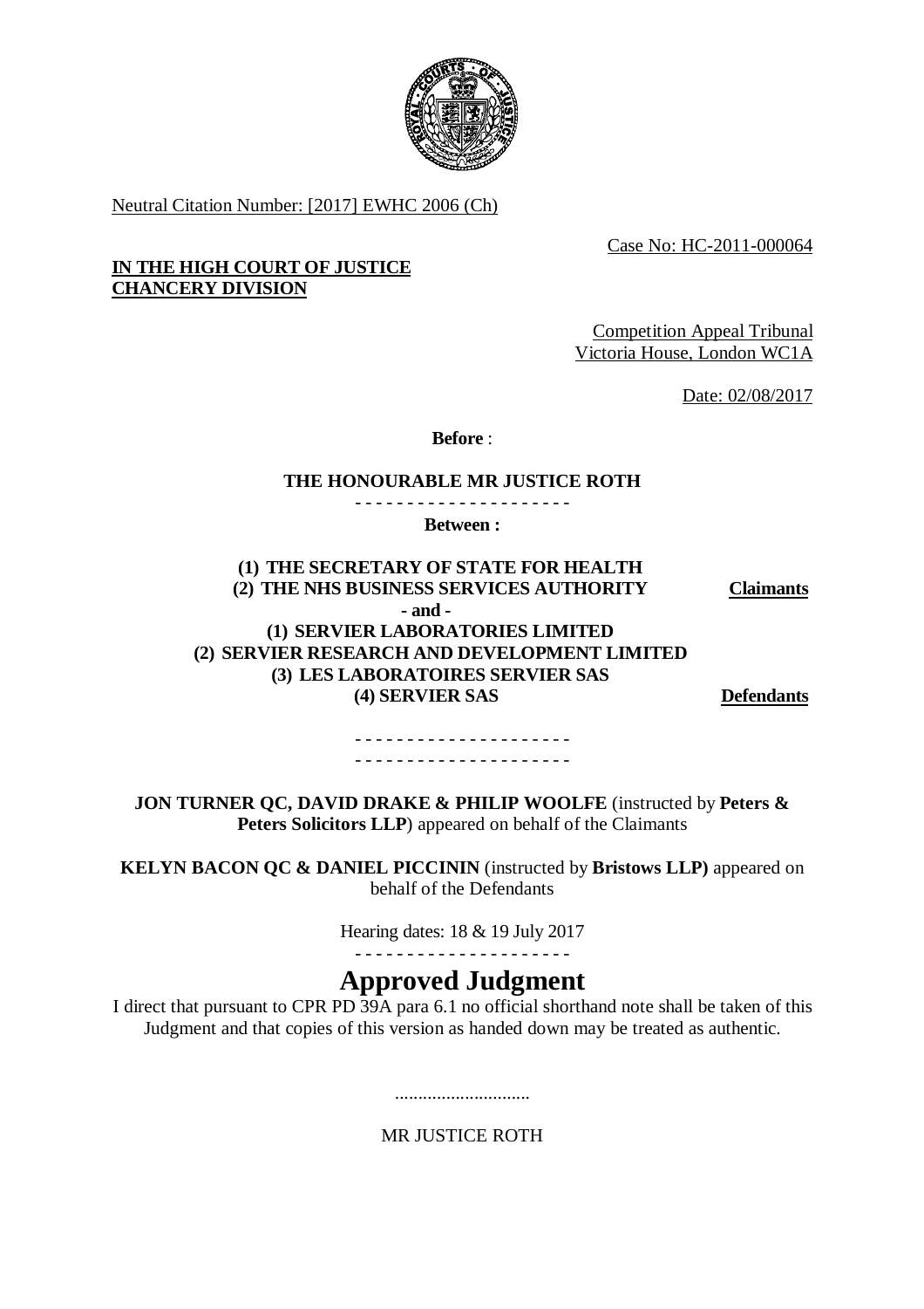Neutral Citation Number: [2017] EWHC 2006 (Ch)

Case No: HC-2011-000064

**IN THE HIGH COURT OF JUSTICE**
**CHANCERY DIVISION**

Competition Appeal Tribunal
Victoria House, London WC1A

Date: 02/08/2017

**Before** :

**THE HONOURABLE MR JUSTICE ROTH**

- - - - - - - - - - - - - - - - - - - - -

**Between :**

**(1) THE SECRETARY OF STATE FOR HEALTH**
**(2) THE NHS BUSINESS SERVICES AUTHORITY** — **Claimants**

**- and -**

**(1) SERVIER LABORATORIES LIMITED**
**(2) SERVIER RESEARCH AND DEVELOPMENT LIMITED**
**(3) LES LABORATOIRES SERVIER SAS**
**(4) SERVIER SAS** — **Defendants**

- - - - - - - - - - - - - - - - - - - - -
- - - - - - - - - - - - - - - - - - - - -

**JON TURNER QC, DAVID DRAKE & PHILIP WOOLFE** (instructed by **Peters & Peters Solicitors LLP**) appeared on behalf of the Claimants

**KELYN BACON QC & DANIEL PICCININ** (instructed by **Bristows LLP)** appeared on behalf of the Defendants

Hearing dates: 18 & 19 July 2017

- - - - - - - - - - - - - - - - - - - - -

# Approved Judgment

I direct that pursuant to CPR PD 39A para 6.1 no official shorthand note shall be taken of this Judgment and that copies of this version as handed down may be treated as authentic.

.............................

MR JUSTICE ROTH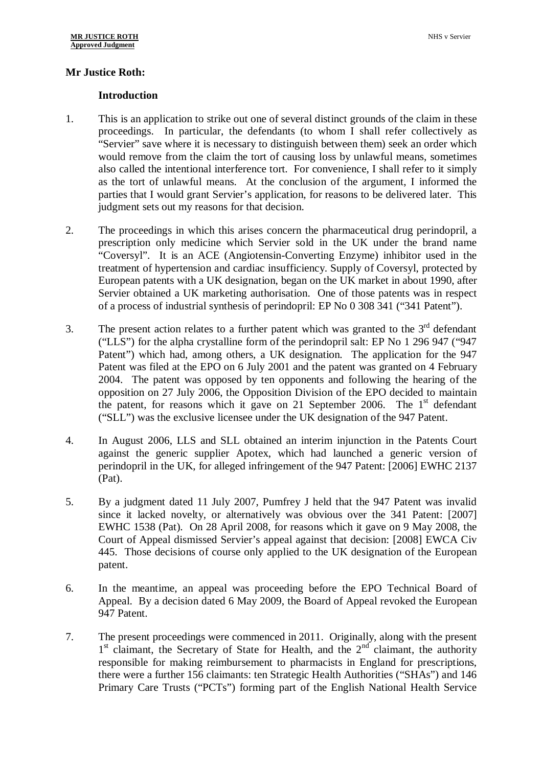**Mr Justice Roth:**

**Introduction**

1. This is an application to strike out one of several distinct grounds of the claim in these proceedings. In particular, the defendants (to whom I shall refer collectively as "Servier" save where it is necessary to distinguish between them) seek an order which would remove from the claim the tort of causing loss by unlawful means, sometimes also called the intentional interference tort. For convenience, I shall refer to it simply as the tort of unlawful means. At the conclusion of the argument, I informed the parties that I would grant Servier's application, for reasons to be delivered later. This judgment sets out my reasons for that decision.

2. The proceedings in which this arises concern the pharmaceutical drug perindopril, a prescription only medicine which Servier sold in the UK under the brand name "Coversyl". It is an ACE (Angiotensin-Converting Enzyme) inhibitor used in the treatment of hypertension and cardiac insufficiency. Supply of Coversyl, protected by European patents with a UK designation, began on the UK market in about 1990, after Servier obtained a UK marketing authorisation. One of those patents was in respect of a process of industrial synthesis of perindopril: EP No 0 308 341 ("341 Patent").

3. The present action relates to a further patent which was granted to the 3rd defendant ("LLS") for the alpha crystalline form of the perindopril salt: EP No 1 296 947 ("947 Patent") which had, among others, a UK designation. The application for the 947 Patent was filed at the EPO on 6 July 2001 and the patent was granted on 4 February 2004. The patent was opposed by ten opponents and following the hearing of the opposition on 27 July 2006, the Opposition Division of the EPO decided to maintain the patent, for reasons which it gave on 21 September 2006. The 1st defendant ("SLL") was the exclusive licensee under the UK designation of the 947 Patent.

4. In August 2006, LLS and SLL obtained an interim injunction in the Patents Court against the generic supplier Apotex, which had launched a generic version of perindopril in the UK, for alleged infringement of the 947 Patent: [2006] EWHC 2137 (Pat).

5. By a judgment dated 11 July 2007, Pumfrey J held that the 947 Patent was invalid since it lacked novelty, or alternatively was obvious over the 341 Patent: [2007] EWHC 1538 (Pat). On 28 April 2008, for reasons which it gave on 9 May 2008, the Court of Appeal dismissed Servier's appeal against that decision: [2008] EWCA Civ 445. Those decisions of course only applied to the UK designation of the European patent.

6. In the meantime, an appeal was proceeding before the EPO Technical Board of Appeal. By a decision dated 6 May 2009, the Board of Appeal revoked the European 947 Patent.

7. The present proceedings were commenced in 2011. Originally, along with the present 1st claimant, the Secretary of State for Health, and the 2nd claimant, the authority responsible for making reimbursement to pharmacists in England for prescriptions, there were a further 156 claimants: ten Strategic Health Authorities ("SHAs") and 146 Primary Care Trusts ("PCTs") forming part of the English National Health Service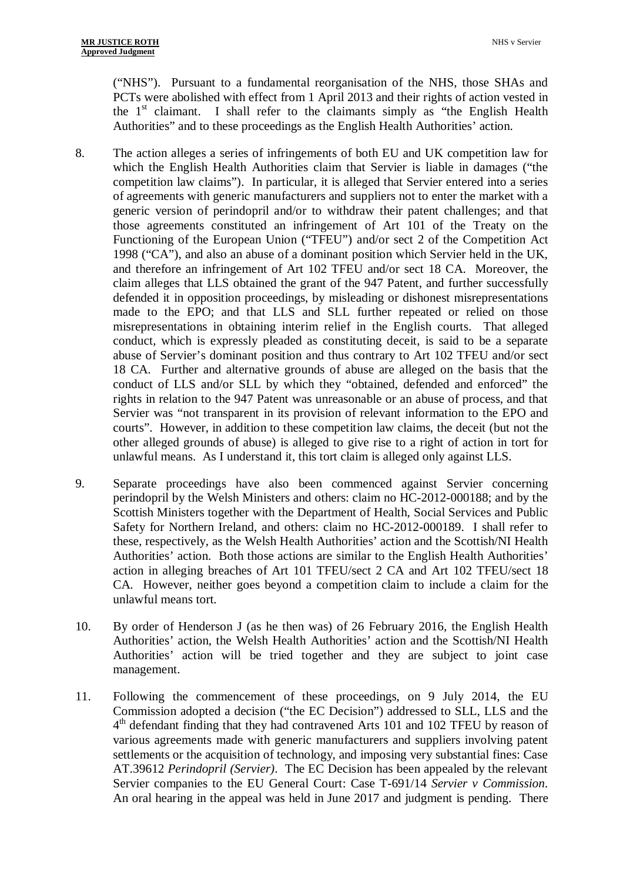("NHS"). Pursuant to a fundamental reorganisation of the NHS, those SHAs and PCTs were abolished with effect from 1 April 2013 and their rights of action vested in the 1st claimant. I shall refer to the claimants simply as "the English Health Authorities" and to these proceedings as the English Health Authorities' action.

8. The action alleges a series of infringements of both EU and UK competition law for which the English Health Authorities claim that Servier is liable in damages ("the competition law claims"). In particular, it is alleged that Servier entered into a series of agreements with generic manufacturers and suppliers not to enter the market with a generic version of perindopril and/or to withdraw their patent challenges; and that those agreements constituted an infringement of Art 101 of the Treaty on the Functioning of the European Union ("TFEU") and/or sect 2 of the Competition Act 1998 ("CA"), and also an abuse of a dominant position which Servier held in the UK, and therefore an infringement of Art 102 TFEU and/or sect 18 CA. Moreover, the claim alleges that LLS obtained the grant of the 947 Patent, and further successfully defended it in opposition proceedings, by misleading or dishonest misrepresentations made to the EPO; and that LLS and SLL further repeated or relied on those misrepresentations in obtaining interim relief in the English courts. That alleged conduct, which is expressly pleaded as constituting deceit, is said to be a separate abuse of Servier's dominant position and thus contrary to Art 102 TFEU and/or sect 18 CA. Further and alternative grounds of abuse are alleged on the basis that the conduct of LLS and/or SLL by which they "obtained, defended and enforced" the rights in relation to the 947 Patent was unreasonable or an abuse of process, and that Servier was "not transparent in its provision of relevant information to the EPO and courts". However, in addition to these competition law claims, the deceit (but not the other alleged grounds of abuse) is alleged to give rise to a right of action in tort for unlawful means. As I understand it, this tort claim is alleged only against LLS.

9. Separate proceedings have also been commenced against Servier concerning perindopril by the Welsh Ministers and others: claim no HC-2012-000188; and by the Scottish Ministers together with the Department of Health, Social Services and Public Safety for Northern Ireland, and others: claim no HC-2012-000189. I shall refer to these, respectively, as the Welsh Health Authorities' action and the Scottish/NI Health Authorities' action. Both those actions are similar to the English Health Authorities' action in alleging breaches of Art 101 TFEU/sect 2 CA and Art 102 TFEU/sect 18 CA. However, neither goes beyond a competition claim to include a claim for the unlawful means tort.

10. By order of Henderson J (as he then was) of 26 February 2016, the English Health Authorities' action, the Welsh Health Authorities' action and the Scottish/NI Health Authorities' action will be tried together and they are subject to joint case management.

11. Following the commencement of these proceedings, on 9 July 2014, the EU Commission adopted a decision ("the EC Decision") addressed to SLL, LLS and the 4th defendant finding that they had contravened Arts 101 and 102 TFEU by reason of various agreements made with generic manufacturers and suppliers involving patent settlements or the acquisition of technology, and imposing very substantial fines: Case AT.39612 *Perindopril (Servier)*. The EC Decision has been appealed by the relevant Servier companies to the EU General Court: Case T-691/14 *Servier v Commission*. An oral hearing in the appeal was held in June 2017 and judgment is pending. There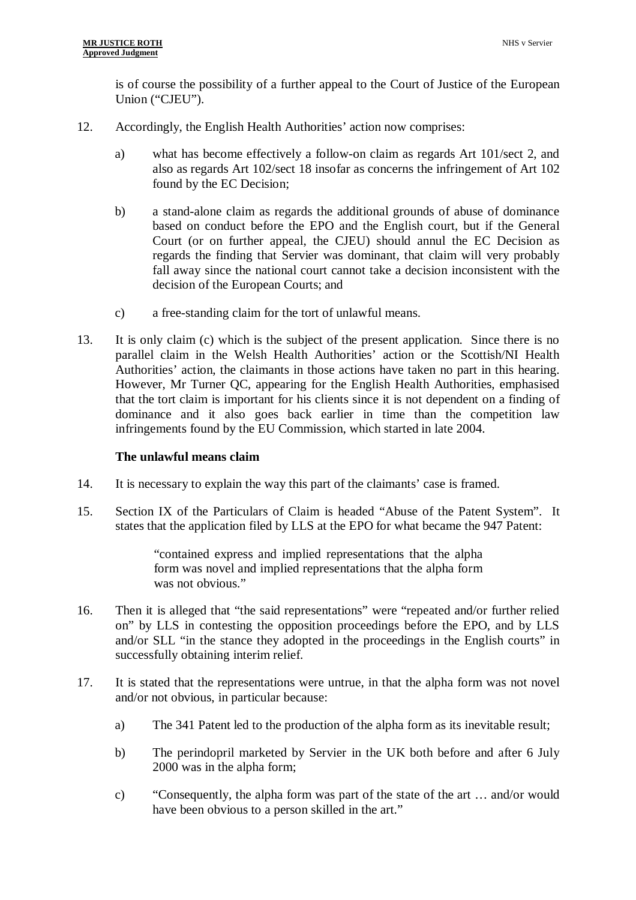is of course the possibility of a further appeal to the Court of Justice of the European Union ("CJEU").

12. Accordingly, the English Health Authorities' action now comprises:

    a) what has become effectively a follow-on claim as regards Art 101/sect 2, and also as regards Art 102/sect 18 insofar as concerns the infringement of Art 102 found by the EC Decision;

    b) a stand-alone claim as regards the additional grounds of abuse of dominance based on conduct before the EPO and the English court, but if the General Court (or on further appeal, the CJEU) should annul the EC Decision as regards the finding that Servier was dominant, that claim will very probably fall away since the national court cannot take a decision inconsistent with the decision of the European Courts; and

    c) a free-standing claim for the tort of unlawful means.

13. It is only claim (c) which is the subject of the present application. Since there is no parallel claim in the Welsh Health Authorities' action or the Scottish/NI Health Authorities' action, the claimants in those actions have taken no part in this hearing. However, Mr Turner QC, appearing for the English Health Authorities, emphasised that the tort claim is important for his clients since it is not dependent on a finding of dominance and it also goes back earlier in time than the competition law infringements found by the EU Commission, which started in late 2004.

**The unlawful means claim**

14. It is necessary to explain the way this part of the claimants' case is framed.

15. Section IX of the Particulars of Claim is headed "Abuse of the Patent System". It states that the application filed by LLS at the EPO for what became the 947 Patent:

    > "contained express and implied representations that the alpha form was novel and implied representations that the alpha form was not obvious."

16. Then it is alleged that "the said representations" were "repeated and/or further relied on" by LLS in contesting the opposition proceedings before the EPO, and by LLS and/or SLL "in the stance they adopted in the proceedings in the English courts" in successfully obtaining interim relief.

17. It is stated that the representations were untrue, in that the alpha form was not novel and/or not obvious, in particular because:

    a) The 341 Patent led to the production of the alpha form as its inevitable result;

    b) The perindopril marketed by Servier in the UK both before and after 6 July 2000 was in the alpha form;

    c) "Consequently, the alpha form was part of the state of the art … and/or would have been obvious to a person skilled in the art."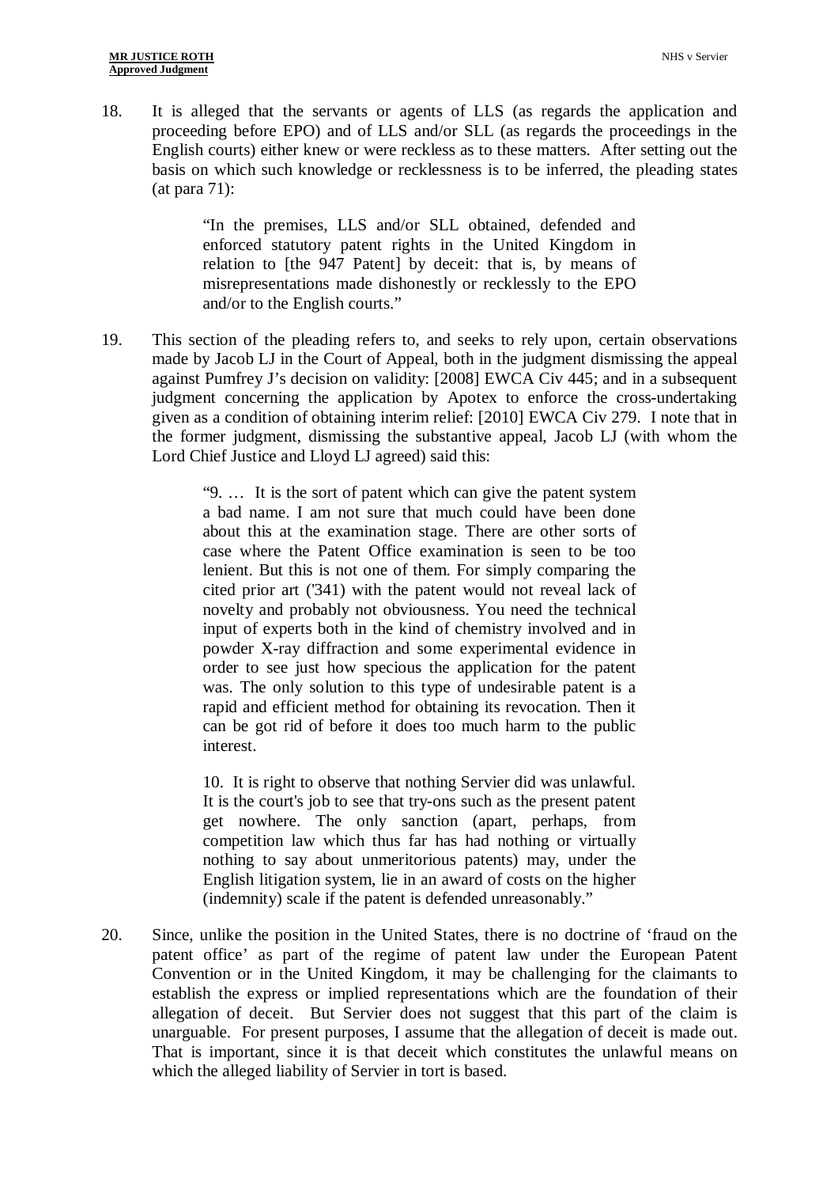18. It is alleged that the servants or agents of LLS (as regards the application and proceeding before EPO) and of LLS and/or SLL (as regards the proceedings in the English courts) either knew or were reckless as to these matters. After setting out the basis on which such knowledge or recklessness is to be inferred, the pleading states (at para 71):

> "In the premises, LLS and/or SLL obtained, defended and enforced statutory patent rights in the United Kingdom in relation to [the 947 Patent] by deceit: that is, by means of misrepresentations made dishonestly or recklessly to the EPO and/or to the English courts."

19. This section of the pleading refers to, and seeks to rely upon, certain observations made by Jacob LJ in the Court of Appeal, both in the judgment dismissing the appeal against Pumfrey J's decision on validity: [2008] EWCA Civ 445; and in a subsequent judgment concerning the application by Apotex to enforce the cross-undertaking given as a condition of obtaining interim relief: [2010] EWCA Civ 279. I note that in the former judgment, dismissing the substantive appeal, Jacob LJ (with whom the Lord Chief Justice and Lloyd LJ agreed) said this:

> "9. … It is the sort of patent which can give the patent system a bad name. I am not sure that much could have been done about this at the examination stage. There are other sorts of case where the Patent Office examination is seen to be too lenient. But this is not one of them. For simply comparing the cited prior art ('341) with the patent would not reveal lack of novelty and probably not obviousness. You need the technical input of experts both in the kind of chemistry involved and in powder X-ray diffraction and some experimental evidence in order to see just how specious the application for the patent was. The only solution to this type of undesirable patent is a rapid and efficient method for obtaining its revocation. Then it can be got rid of before it does too much harm to the public interest.
>
> 10. It is right to observe that nothing Servier did was unlawful. It is the court's job to see that try-ons such as the present patent get nowhere. The only sanction (apart, perhaps, from competition law which thus far has had nothing or virtually nothing to say about unmeritorious patents) may, under the English litigation system, lie in an award of costs on the higher (indemnity) scale if the patent is defended unreasonably."

20. Since, unlike the position in the United States, there is no doctrine of 'fraud on the patent office' as part of the regime of patent law under the European Patent Convention or in the United Kingdom, it may be challenging for the claimants to establish the express or implied representations which are the foundation of their allegation of deceit. But Servier does not suggest that this part of the claim is unarguable. For present purposes, I assume that the allegation of deceit is made out. That is important, since it is that deceit which constitutes the unlawful means on which the alleged liability of Servier in tort is based.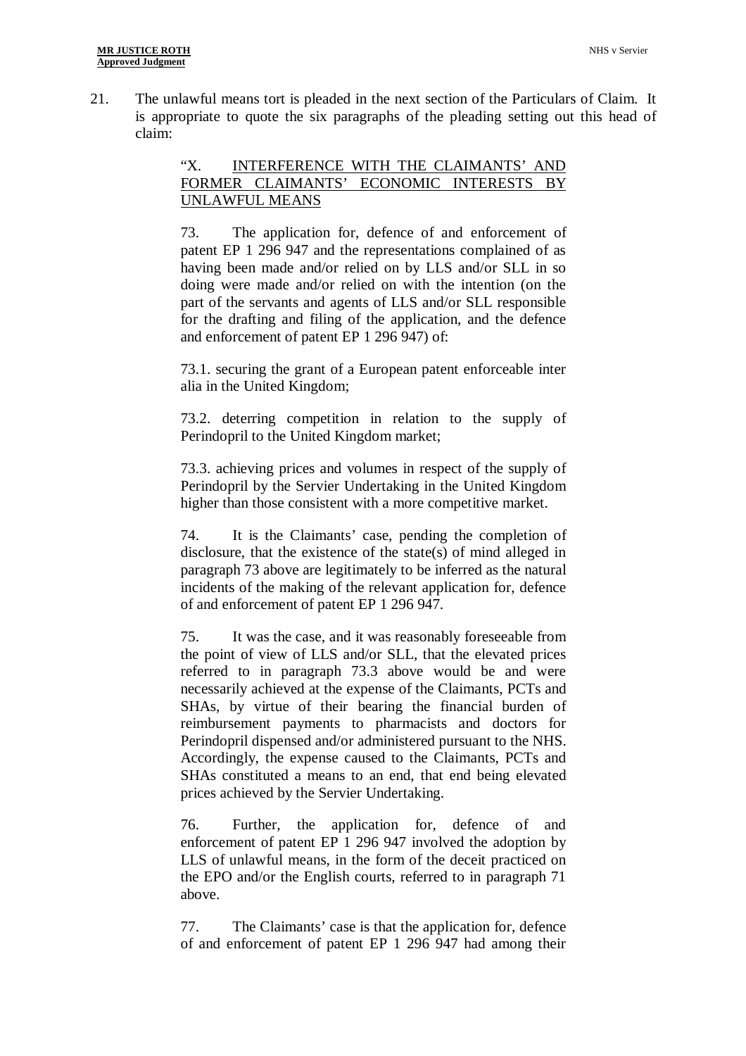21. The unlawful means tort is pleaded in the next section of the Particulars of Claim. It is appropriate to quote the six paragraphs of the pleading setting out this head of claim:

> "X. INTERFERENCE WITH THE CLAIMANTS' AND FORMER CLAIMANTS' ECONOMIC INTERESTS BY UNLAWFUL MEANS
>
> 73. The application for, defence of and enforcement of patent EP 1 296 947 and the representations complained of as having been made and/or relied on by LLS and/or SLL in so doing were made and/or relied on with the intention (on the part of the servants and agents of LLS and/or SLL responsible for the drafting and filing of the application, and the defence and enforcement of patent EP 1 296 947) of:
>
> 73.1. securing the grant of a European patent enforceable inter alia in the United Kingdom;
>
> 73.2. deterring competition in relation to the supply of Perindopril to the United Kingdom market;
>
> 73.3. achieving prices and volumes in respect of the supply of Perindopril by the Servier Undertaking in the United Kingdom higher than those consistent with a more competitive market.
>
> 74. It is the Claimants' case, pending the completion of disclosure, that the existence of the state(s) of mind alleged in paragraph 73 above are legitimately to be inferred as the natural incidents of the making of the relevant application for, defence of and enforcement of patent EP 1 296 947.
>
> 75. It was the case, and it was reasonably foreseeable from the point of view of LLS and/or SLL, that the elevated prices referred to in paragraph 73.3 above would be and were necessarily achieved at the expense of the Claimants, PCTs and SHAs, by virtue of their bearing the financial burden of reimbursement payments to pharmacists and doctors for Perindopril dispensed and/or administered pursuant to the NHS. Accordingly, the expense caused to the Claimants, PCTs and SHAs constituted a means to an end, that end being elevated prices achieved by the Servier Undertaking.
>
> 76. Further, the application for, defence of and enforcement of patent EP 1 296 947 involved the adoption by LLS of unlawful means, in the form of the deceit practiced on the EPO and/or the English courts, referred to in paragraph 71 above.
>
> 77. The Claimants' case is that the application for, defence of and enforcement of patent EP 1 296 947 had among their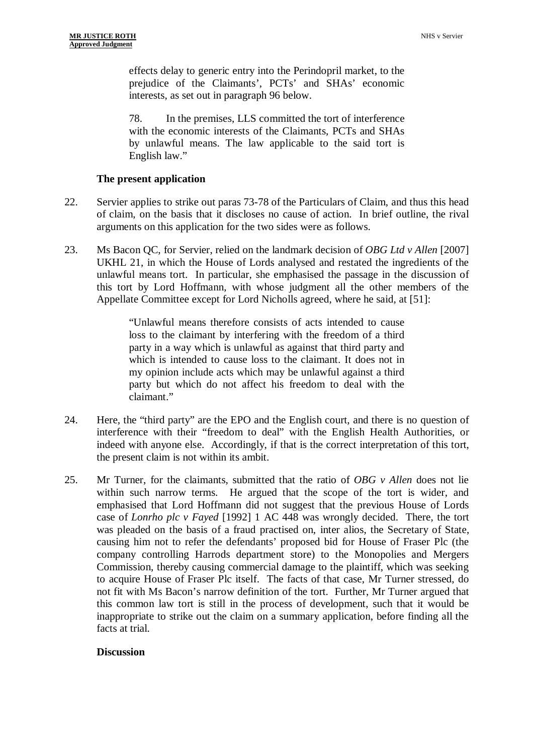> effects delay to generic entry into the Perindopril market, to the prejudice of the Claimants', PCTs' and SHAs' economic interests, as set out in paragraph 96 below.
>
> 78. In the premises, LLS committed the tort of interference with the economic interests of the Claimants, PCTs and SHAs by unlawful means. The law applicable to the said tort is English law."

**The present application**

22. Servier applies to strike out paras 73-78 of the Particulars of Claim, and thus this head of claim, on the basis that it discloses no cause of action. In brief outline, the rival arguments on this application for the two sides were as follows.

23. Ms Bacon QC, for Servier, relied on the landmark decision of *OBG Ltd v Allen* [2007] UKHL 21, in which the House of Lords analysed and restated the ingredients of the unlawful means tort. In particular, she emphasised the passage in the discussion of this tort by Lord Hoffmann, with whose judgment all the other members of the Appellate Committee except for Lord Nicholls agreed, where he said, at [51]:

> "Unlawful means therefore consists of acts intended to cause loss to the claimant by interfering with the freedom of a third party in a way which is unlawful as against that third party and which is intended to cause loss to the claimant. It does not in my opinion include acts which may be unlawful against a third party but which do not affect his freedom to deal with the claimant."

24. Here, the "third party" are the EPO and the English court, and there is no question of interference with their "freedom to deal" with the English Health Authorities, or indeed with anyone else. Accordingly, if that is the correct interpretation of this tort, the present claim is not within its ambit.

25. Mr Turner, for the claimants, submitted that the ratio of *OBG v Allen* does not lie within such narrow terms. He argued that the scope of the tort is wider, and emphasised that Lord Hoffmann did not suggest that the previous House of Lords case of *Lonrho plc v Fayed* [1992] 1 AC 448 was wrongly decided. There, the tort was pleaded on the basis of a fraud practised on, inter alios, the Secretary of State, causing him not to refer the defendants' proposed bid for House of Fraser Plc (the company controlling Harrods department store) to the Monopolies and Mergers Commission, thereby causing commercial damage to the plaintiff, which was seeking to acquire House of Fraser Plc itself. The facts of that case, Mr Turner stressed, do not fit with Ms Bacon's narrow definition of the tort. Further, Mr Turner argued that this common law tort is still in the process of development, such that it would be inappropriate to strike out the claim on a summary application, before finding all the facts at trial.

**Discussion**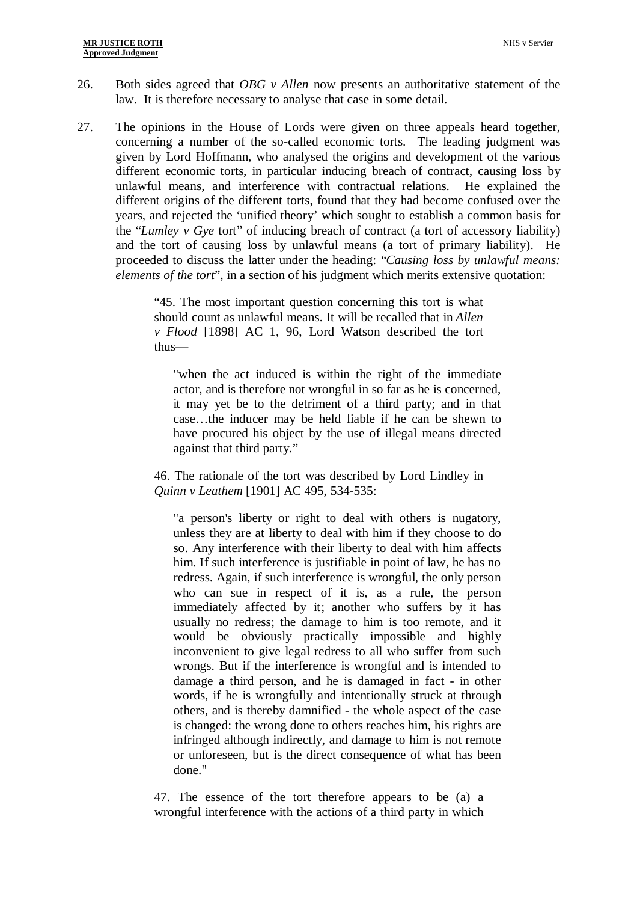26. Both sides agreed that *OBG v Allen* now presents an authoritative statement of the law. It is therefore necessary to analyse that case in some detail.

27. The opinions in the House of Lords were given on three appeals heard together, concerning a number of the so-called economic torts. The leading judgment was given by Lord Hoffmann, who analysed the origins and development of the various different economic torts, in particular inducing breach of contract, causing loss by unlawful means, and interference with contractual relations. He explained the different origins of the different torts, found that they had become confused over the years, and rejected the 'unified theory' which sought to establish a common basis for the "*Lumley v Gye* tort" of inducing breach of contract (a tort of accessory liability) and the tort of causing loss by unlawful means (a tort of primary liability). He proceeded to discuss the latter under the heading: "*Causing loss by unlawful means: elements of the tort*", in a section of his judgment which merits extensive quotation:

> "45. The most important question concerning this tort is what should count as unlawful means. It will be recalled that in *Allen v Flood* [1898] AC 1, 96, Lord Watson described the tort thus—
>
> > "when the act induced is within the right of the immediate actor, and is therefore not wrongful in so far as he is concerned, it may yet be to the detriment of a third party; and in that case…the inducer may be held liable if he can be shewn to have procured his object by the use of illegal means directed against that third party."
>
> 46. The rationale of the tort was described by Lord Lindley in *Quinn v Leathem* [1901] AC 495, 534-535:
>
> > "a person's liberty or right to deal with others is nugatory, unless they are at liberty to deal with him if they choose to do so. Any interference with their liberty to deal with him affects him. If such interference is justifiable in point of law, he has no redress. Again, if such interference is wrongful, the only person who can sue in respect of it is, as a rule, the person immediately affected by it; another who suffers by it has usually no redress; the damage to him is too remote, and it would be obviously practically impossible and highly inconvenient to give legal redress to all who suffer from such wrongs. But if the interference is wrongful and is intended to damage a third person, and he is damaged in fact - in other words, if he is wrongfully and intentionally struck at through others, and is thereby damnified - the whole aspect of the case is changed: the wrong done to others reaches him, his rights are infringed although indirectly, and damage to him is not remote or unforeseen, but is the direct consequence of what has been done."
>
> 47. The essence of the tort therefore appears to be (a) a wrongful interference with the actions of a third party in which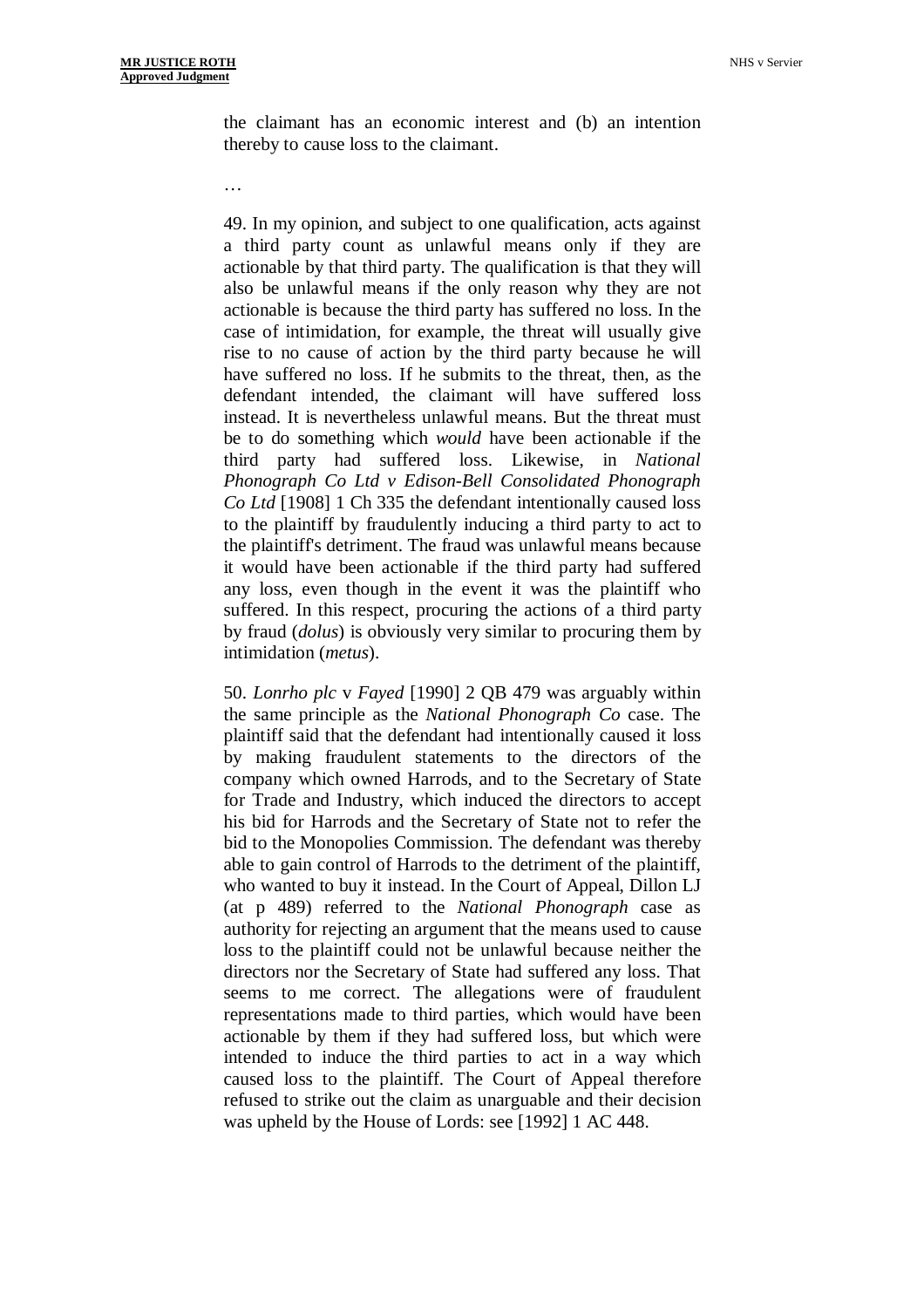the claimant has an economic interest and (b) an intention thereby to cause loss to the claimant.

…

49. In my opinion, and subject to one qualification, acts against a third party count as unlawful means only if they are actionable by that third party. The qualification is that they will also be unlawful means if the only reason why they are not actionable is because the third party has suffered no loss. In the case of intimidation, for example, the threat will usually give rise to no cause of action by the third party because he will have suffered no loss. If he submits to the threat, then, as the defendant intended, the claimant will have suffered loss instead. It is nevertheless unlawful means. But the threat must be to do something which *would* have been actionable if the third party had suffered loss. Likewise, in *National Phonograph Co Ltd v Edison-Bell Consolidated Phonograph Co Ltd* [1908] 1 Ch 335 the defendant intentionally caused loss to the plaintiff by fraudulently inducing a third party to act to the plaintiff's detriment. The fraud was unlawful means because it would have been actionable if the third party had suffered any loss, even though in the event it was the plaintiff who suffered. In this respect, procuring the actions of a third party by fraud (*dolus*) is obviously very similar to procuring them by intimidation (*metus*).

50. *Lonrho plc* v *Fayed* [1990] 2 QB 479 was arguably within the same principle as the *National Phonograph Co* case. The plaintiff said that the defendant had intentionally caused it loss by making fraudulent statements to the directors of the company which owned Harrods, and to the Secretary of State for Trade and Industry, which induced the directors to accept his bid for Harrods and the Secretary of State not to refer the bid to the Monopolies Commission. The defendant was thereby able to gain control of Harrods to the detriment of the plaintiff, who wanted to buy it instead. In the Court of Appeal, Dillon LJ (at p 489) referred to the *National Phonograph* case as authority for rejecting an argument that the means used to cause loss to the plaintiff could not be unlawful because neither the directors nor the Secretary of State had suffered any loss. That seems to me correct. The allegations were of fraudulent representations made to third parties, which would have been actionable by them if they had suffered loss, but which were intended to induce the third parties to act in a way which caused loss to the plaintiff. The Court of Appeal therefore refused to strike out the claim as unarguable and their decision was upheld by the House of Lords: see [1992] 1 AC 448.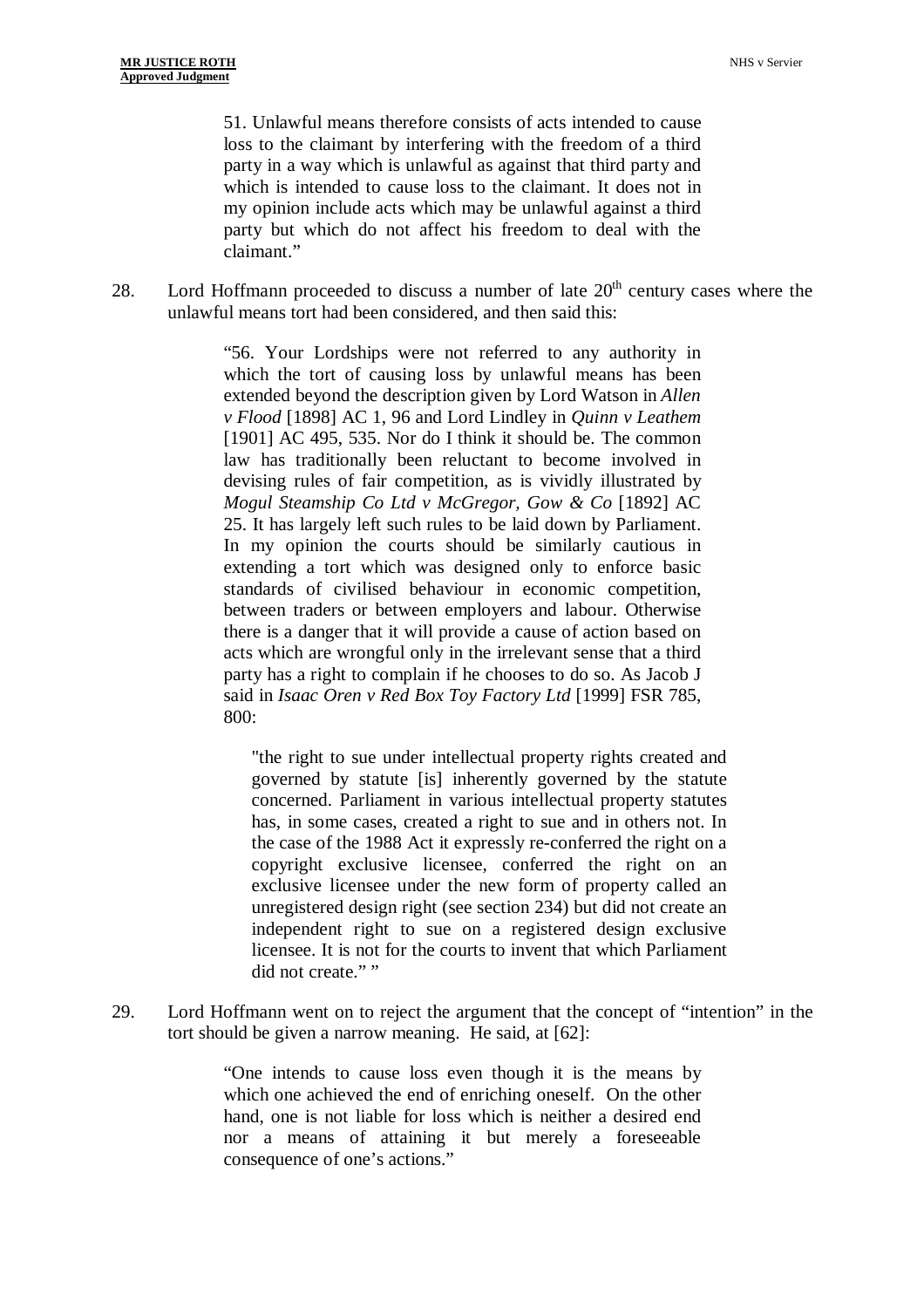> 51. Unlawful means therefore consists of acts intended to cause loss to the claimant by interfering with the freedom of a third party in a way which is unlawful as against that third party and which is intended to cause loss to the claimant. It does not in my opinion include acts which may be unlawful against a third party but which do not affect his freedom to deal with the claimant."

28. Lord Hoffmann proceeded to discuss a number of late 20th century cases where the unlawful means tort had been considered, and then said this:

> "56. Your Lordships were not referred to any authority in which the tort of causing loss by unlawful means has been extended beyond the description given by Lord Watson in *Allen v Flood* [1898] AC 1, 96 and Lord Lindley in *Quinn v Leathem* [1901] AC 495, 535. Nor do I think it should be. The common law has traditionally been reluctant to become involved in devising rules of fair competition, as is vividly illustrated by *Mogul Steamship Co Ltd v McGregor, Gow & Co* [1892] AC 25. It has largely left such rules to be laid down by Parliament. In my opinion the courts should be similarly cautious in extending a tort which was designed only to enforce basic standards of civilised behaviour in economic competition, between traders or between employers and labour. Otherwise there is a danger that it will provide a cause of action based on acts which are wrongful only in the irrelevant sense that a third party has a right to complain if he chooses to do so. As Jacob J said in *Isaac Oren v Red Box Toy Factory Ltd* [1999] FSR 785, 800:
>
> > "the right to sue under intellectual property rights created and governed by statute [is] inherently governed by the statute concerned. Parliament in various intellectual property statutes has, in some cases, created a right to sue and in others not. In the case of the 1988 Act it expressly re-conferred the right on a copyright exclusive licensee, conferred the right on an exclusive licensee under the new form of property called an unregistered design right (see section 234) but did not create an independent right to sue on a registered design exclusive licensee. It is not for the courts to invent that which Parliament did not create." "

29. Lord Hoffmann went on to reject the argument that the concept of "intention" in the tort should be given a narrow meaning. He said, at [62]:

> "One intends to cause loss even though it is the means by which one achieved the end of enriching oneself. On the other hand, one is not liable for loss which is neither a desired end nor a means of attaining it but merely a foreseeable consequence of one's actions."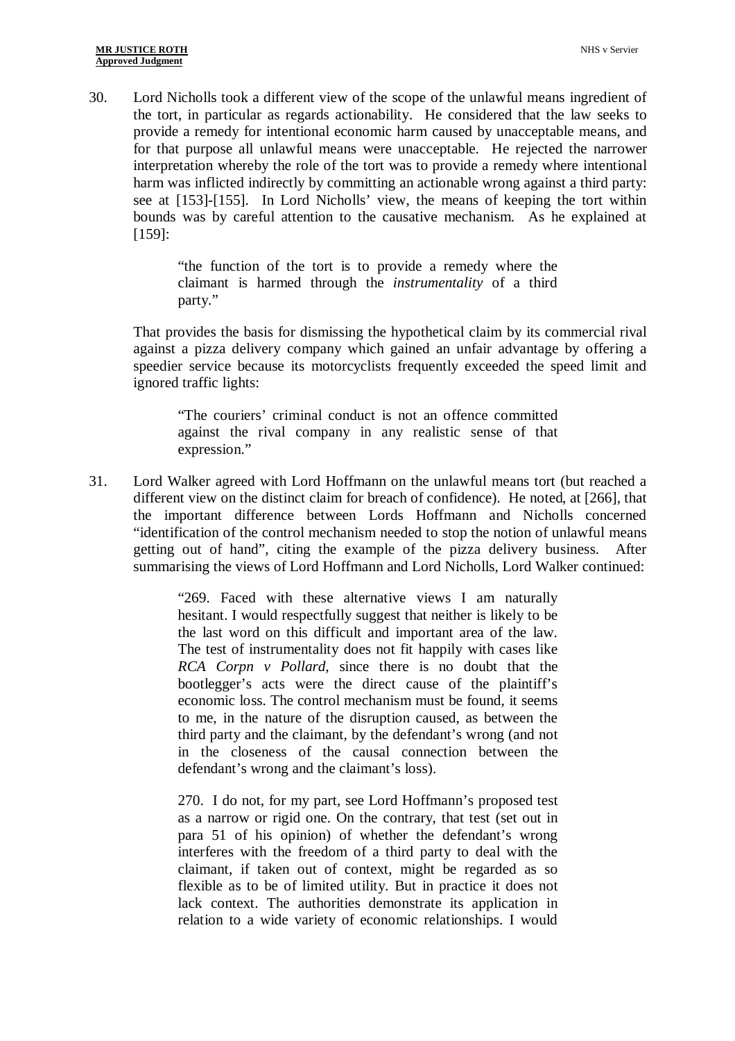30. Lord Nicholls took a different view of the scope of the unlawful means ingredient of the tort, in particular as regards actionability. He considered that the law seeks to provide a remedy for intentional economic harm caused by unacceptable means, and for that purpose all unlawful means were unacceptable. He rejected the narrower interpretation whereby the role of the tort was to provide a remedy where intentional harm was inflicted indirectly by committing an actionable wrong against a third party: see at [153]-[155]. In Lord Nicholls' view, the means of keeping the tort within bounds was by careful attention to the causative mechanism. As he explained at [159]:

> "the function of the tort is to provide a remedy where the claimant is harmed through the *instrumentality* of a third party."

That provides the basis for dismissing the hypothetical claim by its commercial rival against a pizza delivery company which gained an unfair advantage by offering a speedier service because its motorcyclists frequently exceeded the speed limit and ignored traffic lights:

> "The couriers' criminal conduct is not an offence committed against the rival company in any realistic sense of that expression."

31. Lord Walker agreed with Lord Hoffmann on the unlawful means tort (but reached a different view on the distinct claim for breach of confidence). He noted, at [266], that the important difference between Lords Hoffmann and Nicholls concerned "identification of the control mechanism needed to stop the notion of unlawful means getting out of hand", citing the example of the pizza delivery business. After summarising the views of Lord Hoffmann and Lord Nicholls, Lord Walker continued:

> "269. Faced with these alternative views I am naturally hesitant. I would respectfully suggest that neither is likely to be the last word on this difficult and important area of the law. The test of instrumentality does not fit happily with cases like *RCA Corpn v Pollard*, since there is no doubt that the bootlegger's acts were the direct cause of the plaintiff's economic loss. The control mechanism must be found, it seems to me, in the nature of the disruption caused, as between the third party and the claimant, by the defendant's wrong (and not in the closeness of the causal connection between the defendant's wrong and the claimant's loss).
>
> 270. I do not, for my part, see Lord Hoffmann's proposed test as a narrow or rigid one. On the contrary, that test (set out in para 51 of his opinion) of whether the defendant's wrong interferes with the freedom of a third party to deal with the claimant, if taken out of context, might be regarded as so flexible as to be of limited utility. But in practice it does not lack context. The authorities demonstrate its application in relation to a wide variety of economic relationships. I would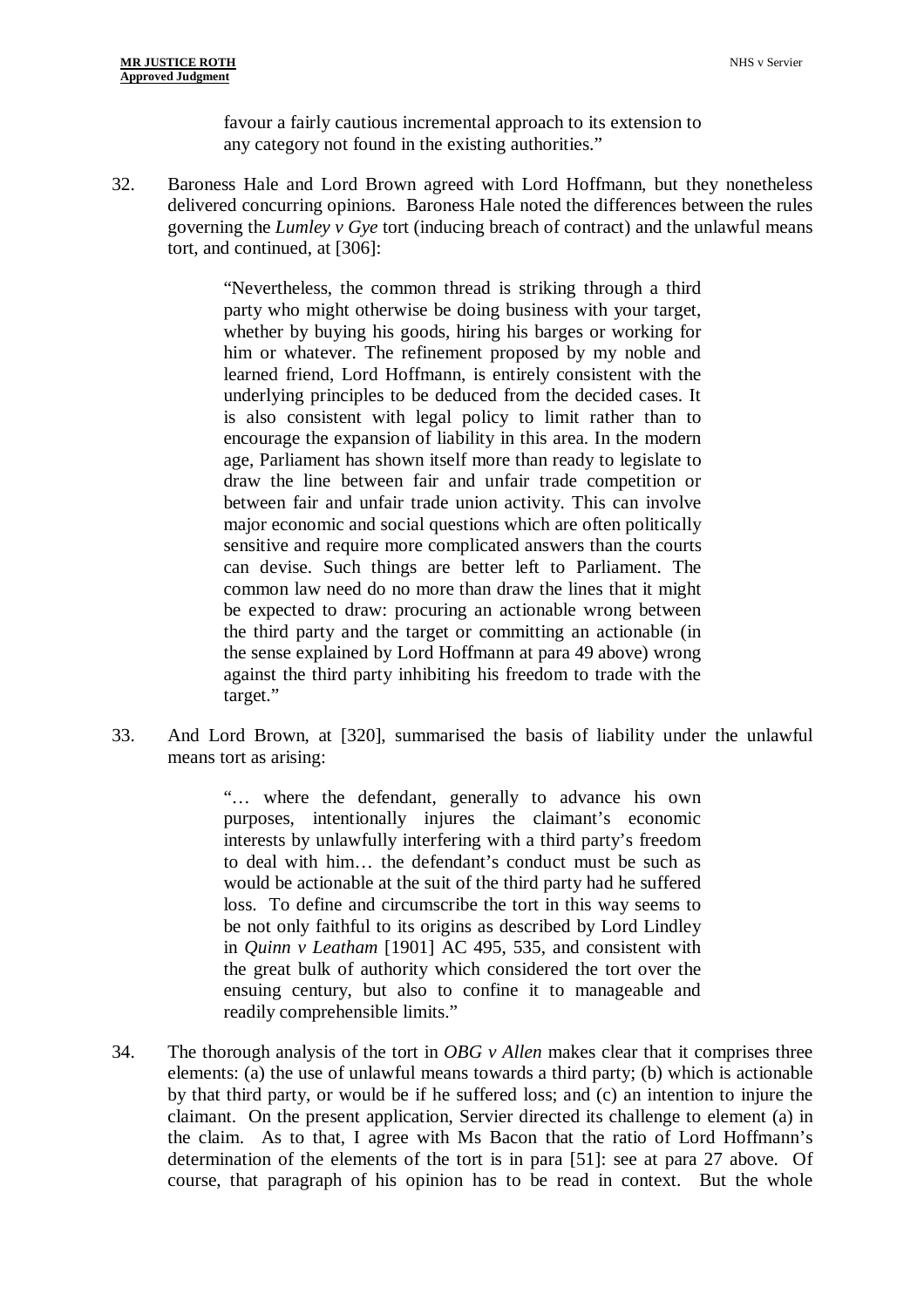favour a fairly cautious incremental approach to its extension to any category not found in the existing authorities."

32. Baroness Hale and Lord Brown agreed with Lord Hoffmann, but they nonetheless delivered concurring opinions. Baroness Hale noted the differences between the rules governing the *Lumley v Gye* tort (inducing breach of contract) and the unlawful means tort, and continued, at [306]:

> "Nevertheless, the common thread is striking through a third party who might otherwise be doing business with your target, whether by buying his goods, hiring his barges or working for him or whatever. The refinement proposed by my noble and learned friend, Lord Hoffmann, is entirely consistent with the underlying principles to be deduced from the decided cases. It is also consistent with legal policy to limit rather than to encourage the expansion of liability in this area. In the modern age, Parliament has shown itself more than ready to legislate to draw the line between fair and unfair trade competition or between fair and unfair trade union activity. This can involve major economic and social questions which are often politically sensitive and require more complicated answers than the courts can devise. Such things are better left to Parliament. The common law need do no more than draw the lines that it might be expected to draw: procuring an actionable wrong between the third party and the target or committing an actionable (in the sense explained by Lord Hoffmann at para 49 above) wrong against the third party inhibiting his freedom to trade with the target."

33. And Lord Brown, at [320], summarised the basis of liability under the unlawful means tort as arising:

> "… where the defendant, generally to advance his own purposes, intentionally injures the claimant's economic interests by unlawfully interfering with a third party's freedom to deal with him… the defendant's conduct must be such as would be actionable at the suit of the third party had he suffered loss. To define and circumscribe the tort in this way seems to be not only faithful to its origins as described by Lord Lindley in *Quinn v Leatham* [1901] AC 495, 535, and consistent with the great bulk of authority which considered the tort over the ensuing century, but also to confine it to manageable and readily comprehensible limits."

34. The thorough analysis of the tort in *OBG v Allen* makes clear that it comprises three elements: (a) the use of unlawful means towards a third party; (b) which is actionable by that third party, or would be if he suffered loss; and (c) an intention to injure the claimant. On the present application, Servier directed its challenge to element (a) in the claim. As to that, I agree with Ms Bacon that the ratio of Lord Hoffmann's determination of the elements of the tort is in para [51]: see at para 27 above. Of course, that paragraph of his opinion has to be read in context. But the whole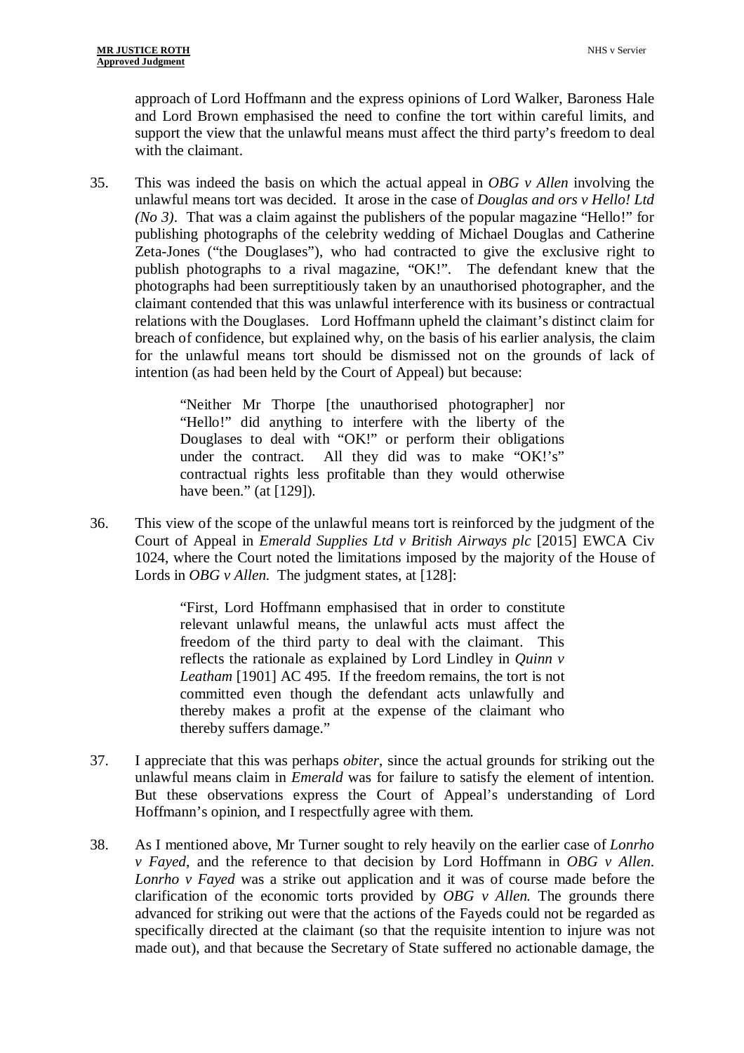approach of Lord Hoffmann and the express opinions of Lord Walker, Baroness Hale and Lord Brown emphasised the need to confine the tort within careful limits, and support the view that the unlawful means must affect the third party's freedom to deal with the claimant.

35. This was indeed the basis on which the actual appeal in *OBG v Allen* involving the unlawful means tort was decided. It arose in the case of *Douglas and ors v Hello! Ltd (No 3)*. That was a claim against the publishers of the popular magazine "Hello!" for publishing photographs of the celebrity wedding of Michael Douglas and Catherine Zeta-Jones ("the Douglases"), who had contracted to give the exclusive right to publish photographs to a rival magazine, "OK!". The defendant knew that the photographs had been surreptitiously taken by an unauthorised photographer, and the claimant contended that this was unlawful interference with its business or contractual relations with the Douglases. Lord Hoffmann upheld the claimant's distinct claim for breach of confidence, but explained why, on the basis of his earlier analysis, the claim for the unlawful means tort should be dismissed not on the grounds of lack of intention (as had been held by the Court of Appeal) but because:

> "Neither Mr Thorpe [the unauthorised photographer] nor "Hello!" did anything to interfere with the liberty of the Douglases to deal with "OK!" or perform their obligations under the contract. All they did was to make "OK!'s" contractual rights less profitable than they would otherwise have been." (at [129]).

36. This view of the scope of the unlawful means tort is reinforced by the judgment of the Court of Appeal in *Emerald Supplies Ltd v British Airways plc* [2015] EWCA Civ 1024, where the Court noted the limitations imposed by the majority of the House of Lords in *OBG v Allen.* The judgment states, at [128]:

> "First, Lord Hoffmann emphasised that in order to constitute relevant unlawful means, the unlawful acts must affect the freedom of the third party to deal with the claimant. This reflects the rationale as explained by Lord Lindley in *Quinn v Leatham* [1901] AC 495. If the freedom remains, the tort is not committed even though the defendant acts unlawfully and thereby makes a profit at the expense of the claimant who thereby suffers damage."

37. I appreciate that this was perhaps *obiter*, since the actual grounds for striking out the unlawful means claim in *Emerald* was for failure to satisfy the element of intention. But these observations express the Court of Appeal's understanding of Lord Hoffmann's opinion, and I respectfully agree with them.

38. As I mentioned above, Mr Turner sought to rely heavily on the earlier case of *Lonrho v Fayed*, and the reference to that decision by Lord Hoffmann in *OBG v Allen*. *Lonrho v Fayed* was a strike out application and it was of course made before the clarification of the economic torts provided by *OBG v Allen.* The grounds there advanced for striking out were that the actions of the Fayeds could not be regarded as specifically directed at the claimant (so that the requisite intention to injure was not made out), and that because the Secretary of State suffered no actionable damage, the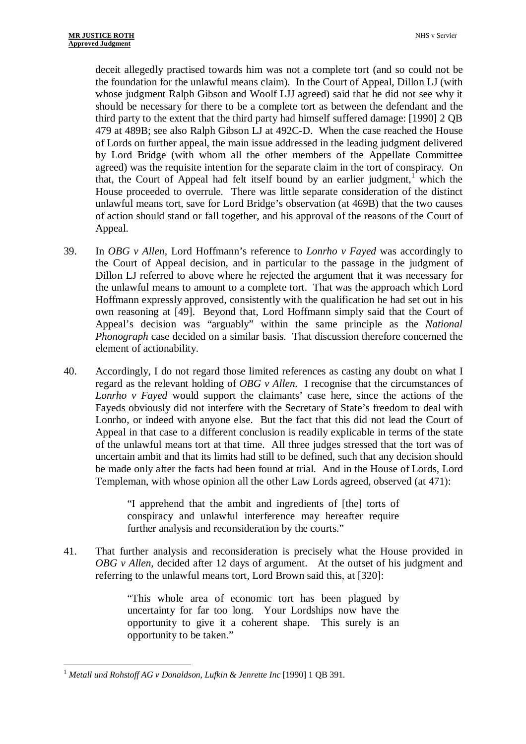deceit allegedly practised towards him was not a complete tort (and so could not be the foundation for the unlawful means claim). In the Court of Appeal, Dillon LJ (with whose judgment Ralph Gibson and Woolf LJJ agreed) said that he did not see why it should be necessary for there to be a complete tort as between the defendant and the third party to the extent that the third party had himself suffered damage: [1990] 2 QB 479 at 489B; see also Ralph Gibson LJ at 492C-D. When the case reached the House of Lords on further appeal, the main issue addressed in the leading judgment delivered by Lord Bridge (with whom all the other members of the Appellate Committee agreed) was the requisite intention for the separate claim in the tort of conspiracy. On that, the Court of Appeal had felt itself bound by an earlier judgment,[1] which the House proceeded to overrule. There was little separate consideration of the distinct unlawful means tort, save for Lord Bridge's observation (at 469B) that the two causes of action should stand or fall together, and his approval of the reasons of the Court of Appeal.

39. In *OBG v Allen*, Lord Hoffmann's reference to *Lonrho v Fayed* was accordingly to the Court of Appeal decision, and in particular to the passage in the judgment of Dillon LJ referred to above where he rejected the argument that it was necessary for the unlawful means to amount to a complete tort. That was the approach which Lord Hoffmann expressly approved, consistently with the qualification he had set out in his own reasoning at [49]. Beyond that, Lord Hoffmann simply said that the Court of Appeal's decision was "arguably" within the same principle as the *National Phonograph* case decided on a similar basis. That discussion therefore concerned the element of actionability.

40. Accordingly, I do not regard those limited references as casting any doubt on what I regard as the relevant holding of *OBG v Allen*. I recognise that the circumstances of *Lonrho v Fayed* would support the claimants' case here, since the actions of the Fayeds obviously did not interfere with the Secretary of State's freedom to deal with Lonrho, or indeed with anyone else. But the fact that this did not lead the Court of Appeal in that case to a different conclusion is readily explicable in terms of the state of the unlawful means tort at that time. All three judges stressed that the tort was of uncertain ambit and that its limits had still to be defined, such that any decision should be made only after the facts had been found at trial. And in the House of Lords, Lord Templeman, with whose opinion all the other Law Lords agreed, observed (at 471):

> "I apprehend that the ambit and ingredients of [the] torts of conspiracy and unlawful interference may hereafter require further analysis and reconsideration by the courts."

41. That further analysis and reconsideration is precisely what the House provided in *OBG v Allen*, decided after 12 days of argument. At the outset of his judgment and referring to the unlawful means tort, Lord Brown said this, at [320]:

> "This whole area of economic tort has been plagued by uncertainty for far too long. Your Lordships now have the opportunity to give it a coherent shape. This surely is an opportunity to be taken."

---

[1] *Metall und Rohstoff AG v Donaldson, Lufkin & Jenrette Inc* [1990] 1 QB 391.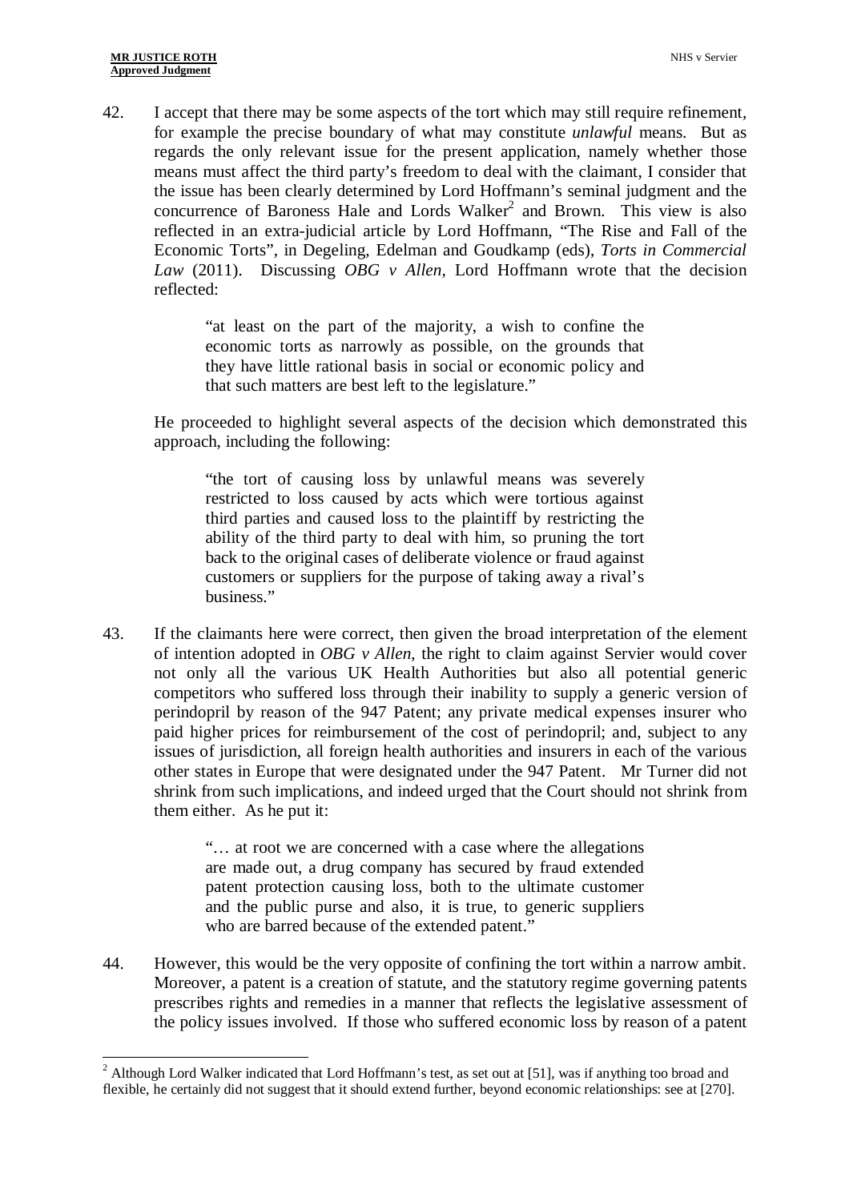42. I accept that there may be some aspects of the tort which may still require refinement, for example the precise boundary of what may constitute *unlawful* means. But as regards the only relevant issue for the present application, namely whether those means must affect the third party's freedom to deal with the claimant, I consider that the issue has been clearly determined by Lord Hoffmann's seminal judgment and the concurrence of Baroness Hale and Lords Walker[2] and Brown. This view is also reflected in an extra-judicial article by Lord Hoffmann, "The Rise and Fall of the Economic Torts", in Degeling, Edelman and Goudkamp (eds), *Torts in Commercial Law* (2011). Discussing *OBG v Allen*, Lord Hoffmann wrote that the decision reflected:

> "at least on the part of the majority, a wish to confine the economic torts as narrowly as possible, on the grounds that they have little rational basis in social or economic policy and that such matters are best left to the legislature."

He proceeded to highlight several aspects of the decision which demonstrated this approach, including the following:

> "the tort of causing loss by unlawful means was severely restricted to loss caused by acts which were tortious against third parties and caused loss to the plaintiff by restricting the ability of the third party to deal with him, so pruning the tort back to the original cases of deliberate violence or fraud against customers or suppliers for the purpose of taking away a rival's business."

43. If the claimants here were correct, then given the broad interpretation of the element of intention adopted in *OBG v Allen*, the right to claim against Servier would cover not only all the various UK Health Authorities but also all potential generic competitors who suffered loss through their inability to supply a generic version of perindopril by reason of the 947 Patent; any private medical expenses insurer who paid higher prices for reimbursement of the cost of perindopril; and, subject to any issues of jurisdiction, all foreign health authorities and insurers in each of the various other states in Europe that were designated under the 947 Patent. Mr Turner did not shrink from such implications, and indeed urged that the Court should not shrink from them either. As he put it:

> "… at root we are concerned with a case where the allegations are made out, a drug company has secured by fraud extended patent protection causing loss, both to the ultimate customer and the public purse and also, it is true, to generic suppliers who are barred because of the extended patent."

44. However, this would be the very opposite of confining the tort within a narrow ambit. Moreover, a patent is a creation of statute, and the statutory regime governing patents prescribes rights and remedies in a manner that reflects the legislative assessment of the policy issues involved. If those who suffered economic loss by reason of a patent

---

[2] Although Lord Walker indicated that Lord Hoffmann's test, as set out at [51], was if anything too broad and flexible, he certainly did not suggest that it should extend further, beyond economic relationships: see at [270].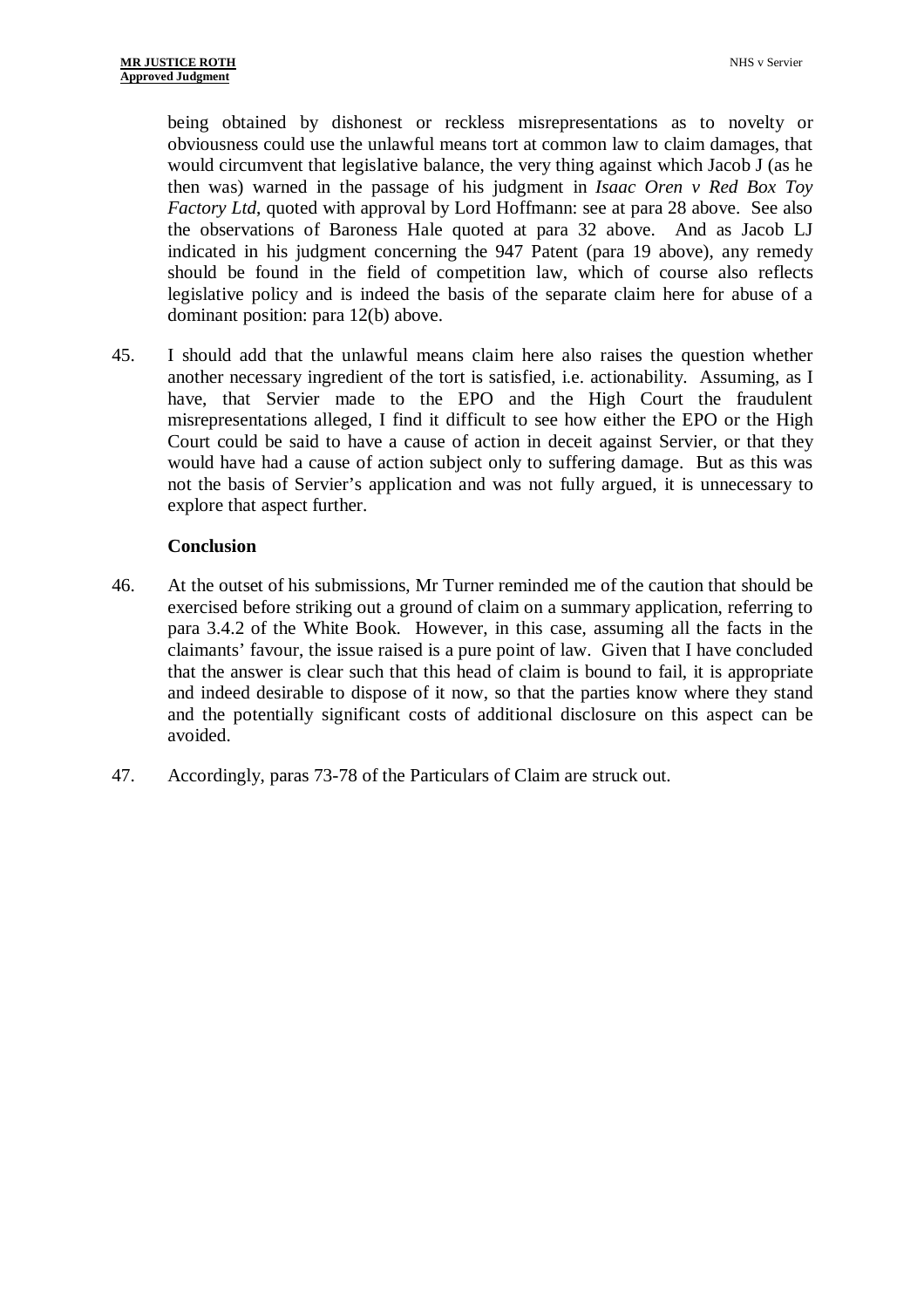being obtained by dishonest or reckless misrepresentations as to novelty or obviousness could use the unlawful means tort at common law to claim damages, that would circumvent that legislative balance, the very thing against which Jacob J (as he then was) warned in the passage of his judgment in *Isaac Oren v Red Box Toy Factory Ltd*, quoted with approval by Lord Hoffmann: see at para 28 above. See also the observations of Baroness Hale quoted at para 32 above. And as Jacob LJ indicated in his judgment concerning the 947 Patent (para 19 above), any remedy should be found in the field of competition law, which of course also reflects legislative policy and is indeed the basis of the separate claim here for abuse of a dominant position: para 12(b) above.

45. I should add that the unlawful means claim here also raises the question whether another necessary ingredient of the tort is satisfied, i.e. actionability. Assuming, as I have, that Servier made to the EPO and the High Court the fraudulent misrepresentations alleged, I find it difficult to see how either the EPO or the High Court could be said to have a cause of action in deceit against Servier, or that they would have had a cause of action subject only to suffering damage. But as this was not the basis of Servier's application and was not fully argued, it is unnecessary to explore that aspect further.

**Conclusion**

46. At the outset of his submissions, Mr Turner reminded me of the caution that should be exercised before striking out a ground of claim on a summary application, referring to para 3.4.2 of the White Book. However, in this case, assuming all the facts in the claimants' favour, the issue raised is a pure point of law. Given that I have concluded that the answer is clear such that this head of claim is bound to fail, it is appropriate and indeed desirable to dispose of it now, so that the parties know where they stand and the potentially significant costs of additional disclosure on this aspect can be avoided.

47. Accordingly, paras 73-78 of the Particulars of Claim are struck out.